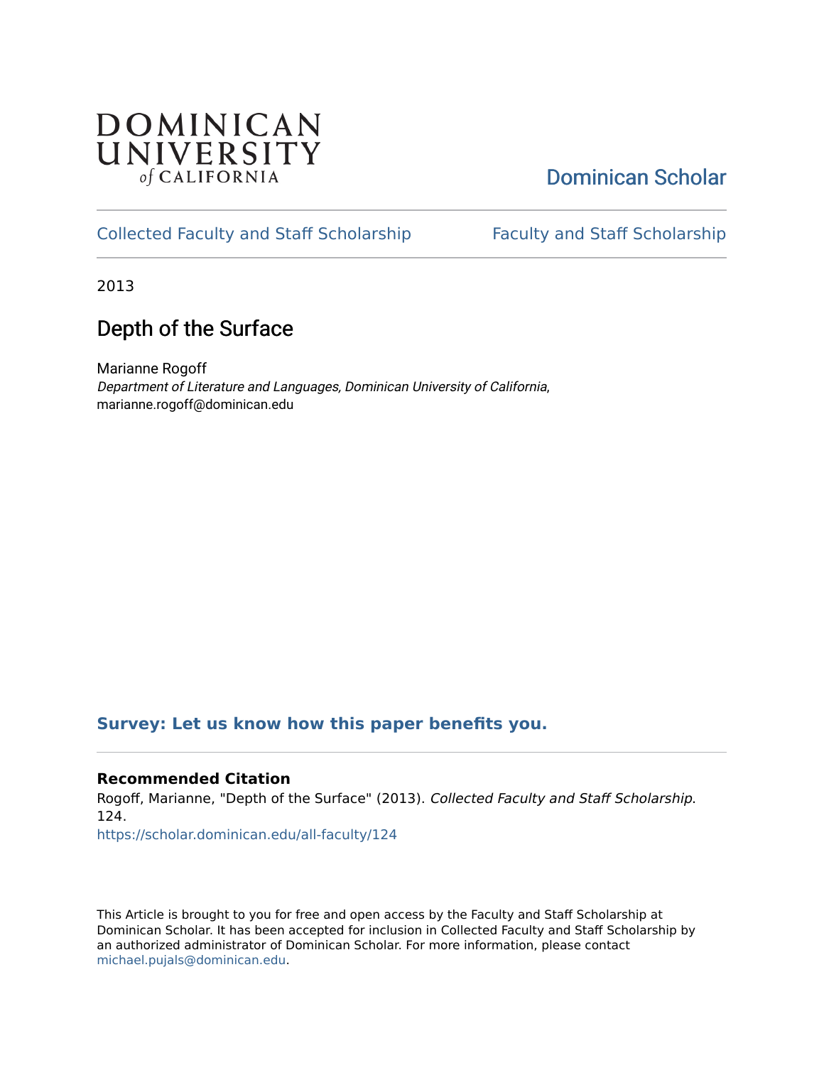DOMINICAN UNIVERSITY of CALIFORNIA

Dominican Scholar

Collected Faculty and Staff Scholarship

Faculty and Staff Scholarship

2013

# Depth of the Surface

Marianne Rogoff
*Department of Literature and Languages, Dominican University of California*, marianne.rogoff@dominican.edu

**Survey: Let us know how this paper benefits you.**

### Recommended Citation

Rogoff, Marianne, "Depth of the Surface" (2013). *Collected Faculty and Staff Scholarship*. 124.
https://scholar.dominican.edu/all-faculty/124

This Article is brought to you for free and open access by the Faculty and Staff Scholarship at Dominican Scholar. It has been accepted for inclusion in Collected Faculty and Staff Scholarship by an authorized administrator of Dominican Scholar. For more information, please contact michael.pujals@dominican.edu.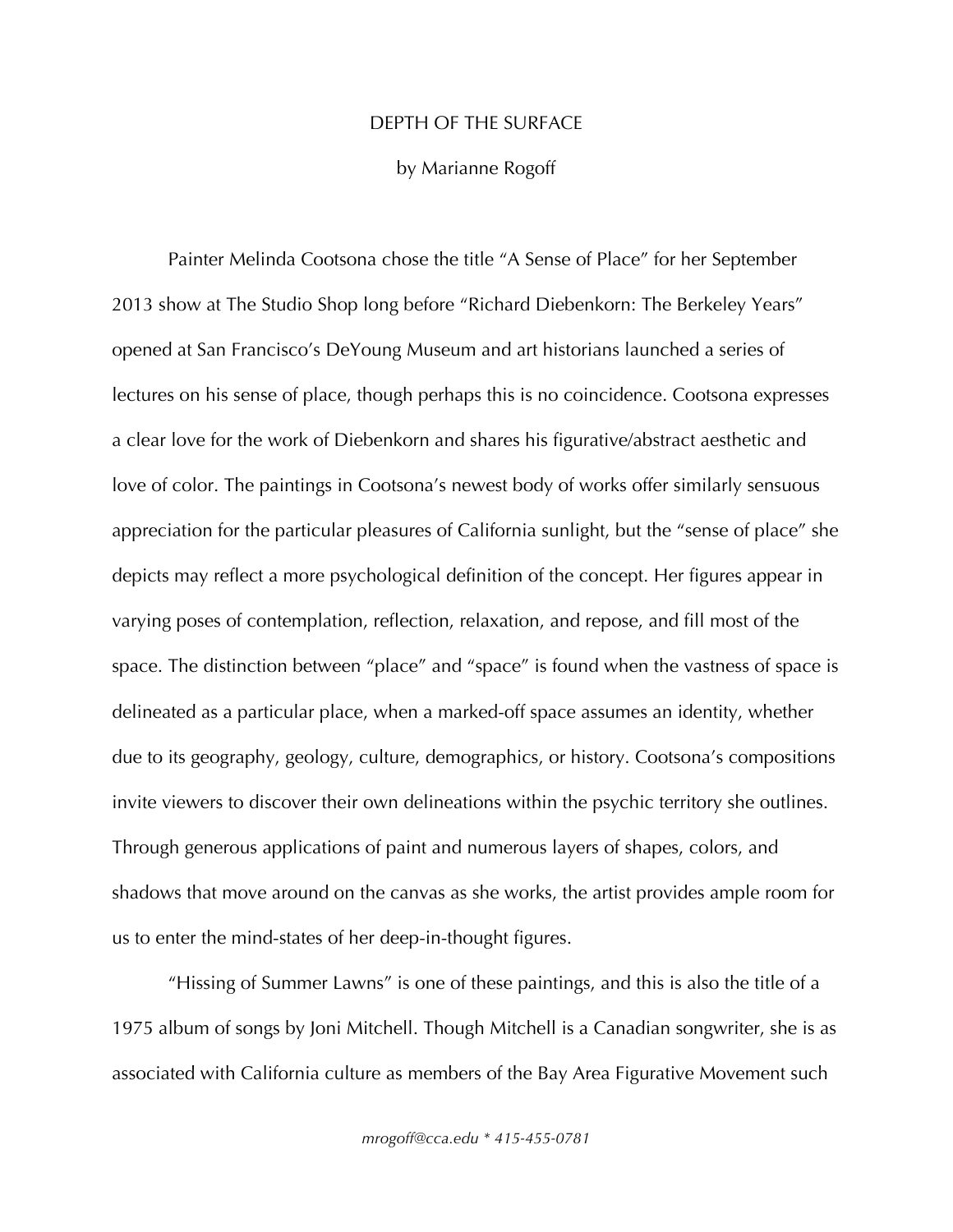DEPTH OF THE SURFACE

by Marianne Rogoff

Painter Melinda Cootsona chose the title "A Sense of Place" for her September 2013 show at The Studio Shop long before "Richard Diebenkorn: The Berkeley Years" opened at San Francisco's DeYoung Museum and art historians launched a series of lectures on his sense of place, though perhaps this is no coincidence. Cootsona expresses a clear love for the work of Diebenkorn and shares his figurative/abstract aesthetic and love of color. The paintings in Cootsona's newest body of works offer similarly sensuous appreciation for the particular pleasures of California sunlight, but the "sense of place" she depicts may reflect a more psychological definition of the concept. Her figures appear in varying poses of contemplation, reflection, relaxation, and repose, and fill most of the space. The distinction between "place" and "space" is found when the vastness of space is delineated as a particular place, when a marked-off space assumes an identity, whether due to its geography, geology, culture, demographics, or history. Cootsona's compositions invite viewers to discover their own delineations within the psychic territory she outlines. Through generous applications of paint and numerous layers of shapes, colors, and shadows that move around on the canvas as she works, the artist provides ample room for us to enter the mind-states of her deep-in-thought figures.

"Hissing of Summer Lawns" is one of these paintings, and this is also the title of a 1975 album of songs by Joni Mitchell. Though Mitchell is a Canadian songwriter, she is as associated with California culture as members of the Bay Area Figurative Movement such

*mrogoff@cca.edu * 415-455-0781*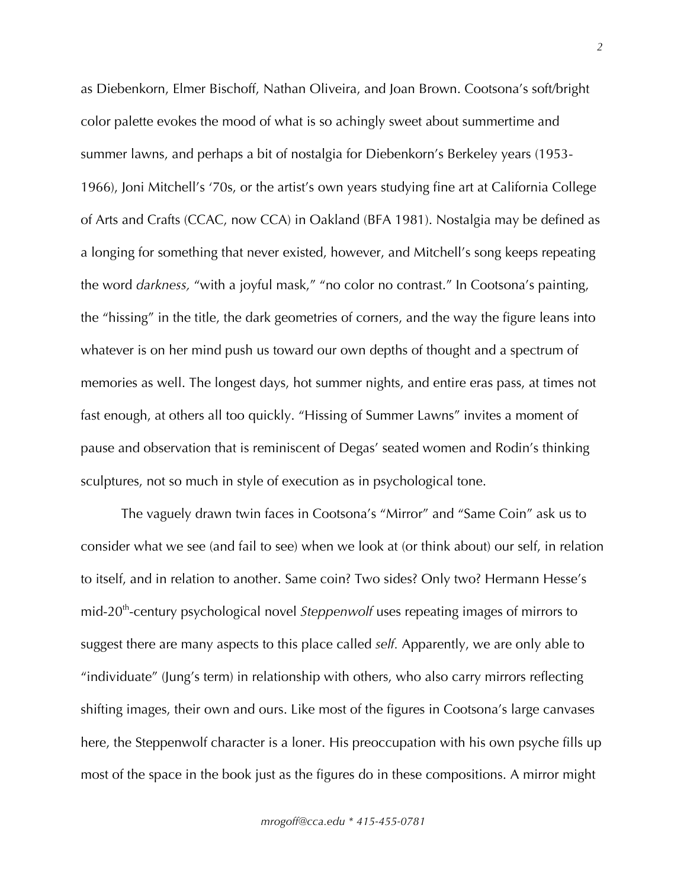as Diebenkorn, Elmer Bischoff, Nathan Oliveira, and Joan Brown. Cootsona's soft/bright color palette evokes the mood of what is so achingly sweet about summertime and summer lawns, and perhaps a bit of nostalgia for Diebenkorn's Berkeley years (1953-1966), Joni Mitchell's '70s, or the artist's own years studying fine art at California College of Arts and Crafts (CCAC, now CCA) in Oakland (BFA 1981). Nostalgia may be defined as a longing for something that never existed, however, and Mitchell's song keeps repeating the word *darkness,* "with a joyful mask," "no color no contrast." In Cootsona's painting, the "hissing" in the title, the dark geometries of corners, and the way the figure leans into whatever is on her mind push us toward our own depths of thought and a spectrum of memories as well. The longest days, hot summer nights, and entire eras pass, at times not fast enough, at others all too quickly. "Hissing of Summer Lawns" invites a moment of pause and observation that is reminiscent of Degas' seated women and Rodin's thinking sculptures, not so much in style of execution as in psychological tone.

The vaguely drawn twin faces in Cootsona's "Mirror" and "Same Coin" ask us to consider what we see (and fail to see) when we look at (or think about) our self, in relation to itself, and in relation to another. Same coin? Two sides? Only two? Hermann Hesse's mid-20th-century psychological novel *Steppenwolf* uses repeating images of mirrors to suggest there are many aspects to this place called *self*. Apparently, we are only able to "individuate" (Jung's term) in relationship with others, who also carry mirrors reflecting shifting images, their own and ours. Like most of the figures in Cootsona's large canvases here, the Steppenwolf character is a loner. His preoccupation with his own psyche fills up most of the space in the book just as the figures do in these compositions. A mirror might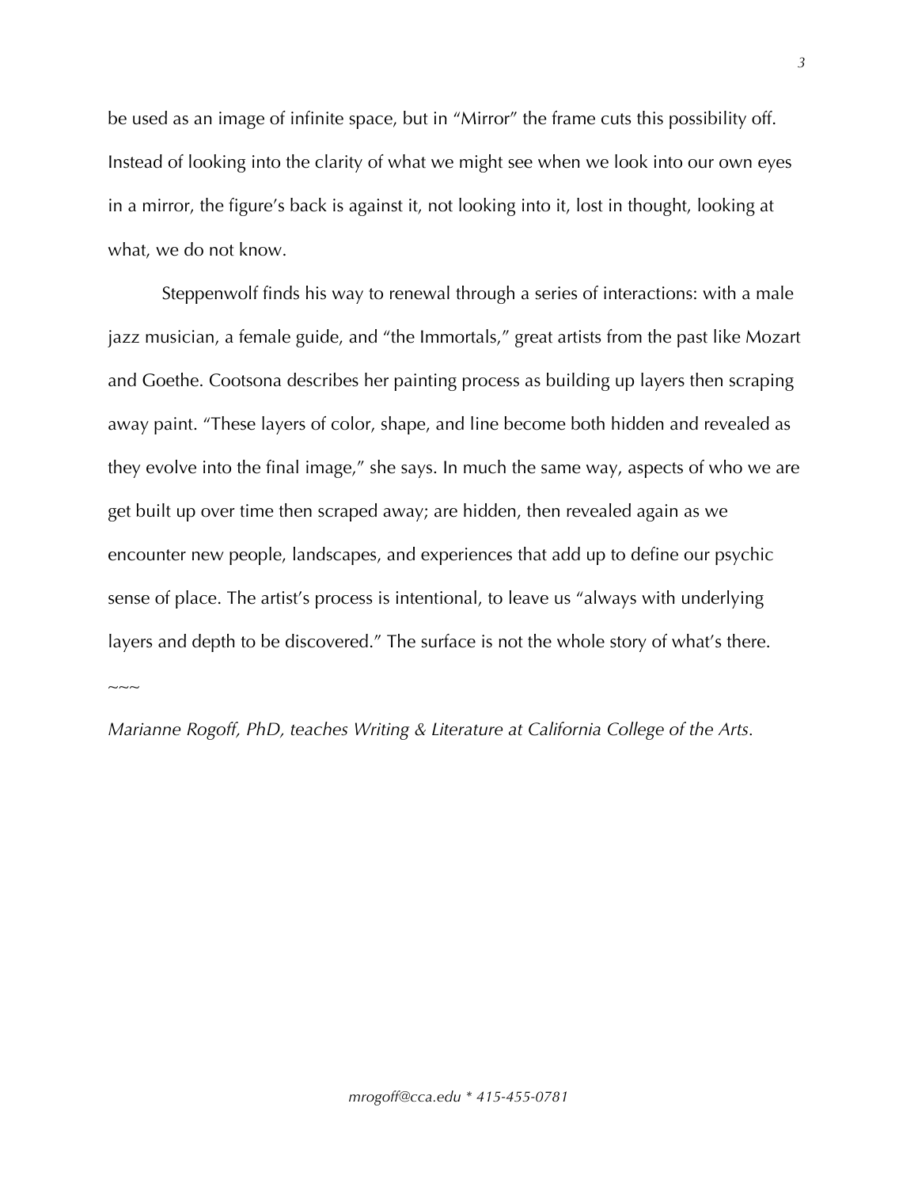be used as an image of infinite space, but in "Mirror" the frame cuts this possibility off. Instead of looking into the clarity of what we might see when we look into our own eyes in a mirror, the figure's back is against it, not looking into it, lost in thought, looking at what, we do not know.

Steppenwolf finds his way to renewal through a series of interactions: with a male jazz musician, a female guide, and "the Immortals," great artists from the past like Mozart and Goethe. Cootsona describes her painting process as building up layers then scraping away paint. "These layers of color, shape, and line become both hidden and revealed as they evolve into the final image," she says. In much the same way, aspects of who we are get built up over time then scraped away; are hidden, then revealed again as we encounter new people, landscapes, and experiences that add up to define our psychic sense of place. The artist's process is intentional, to leave us "always with underlying layers and depth to be discovered." The surface is not the whole story of what's there.

~~~

*Marianne Rogoff, PhD, teaches Writing & Literature at California College of the Arts.*

*mrogoff@cca.edu * 415-455-0781*